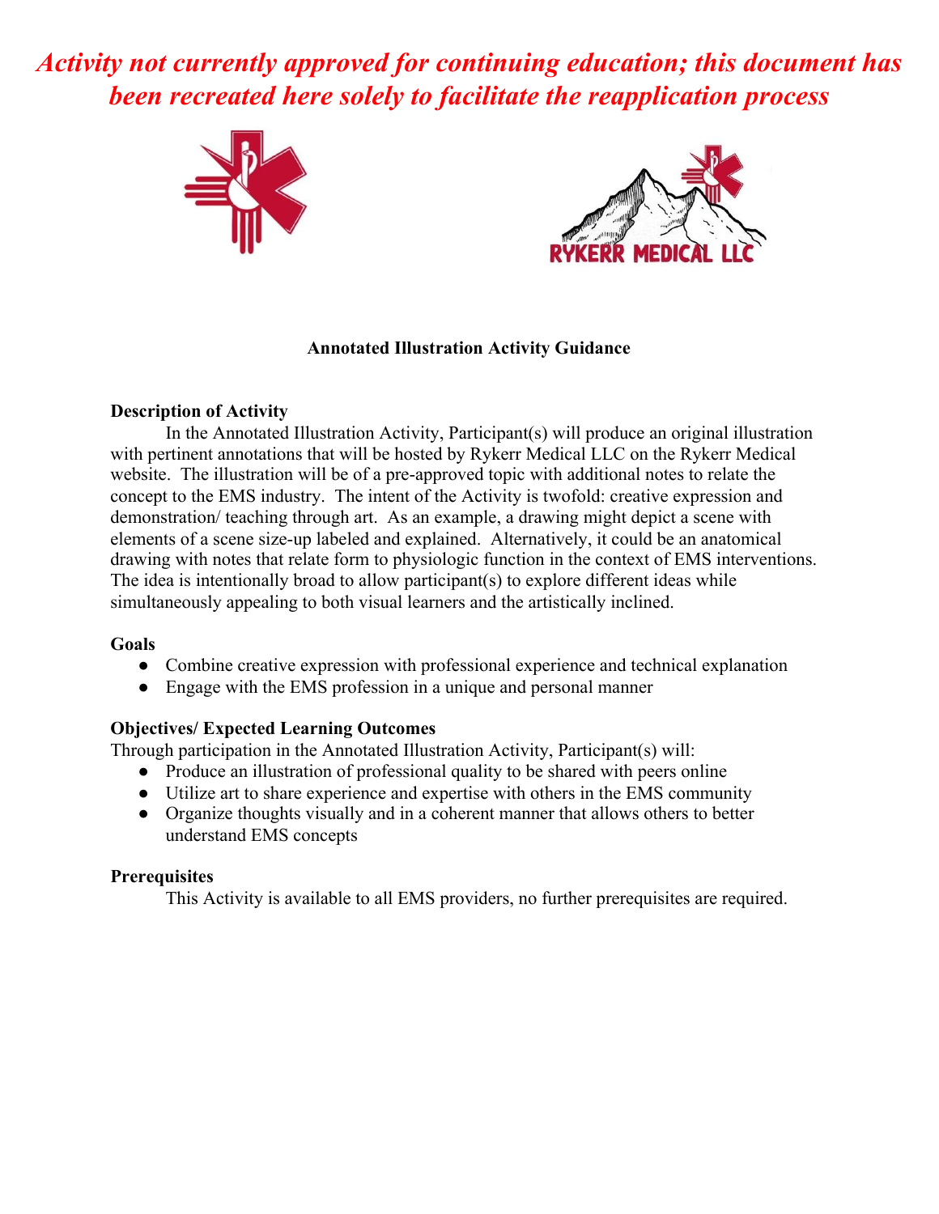*Activity not currently approved for continuing education; this document has been recreated here solely to facilitate the reapplication process*

RYKERR MEDICAL LLC

**Annotated Illustration Activity Guidance**

**Description of Activity**

In the Annotated Illustration Activity, Participant(s) will produce an original illustration with pertinent annotations that will be hosted by Rykerr Medical LLC on the Rykerr Medical website. The illustration will be of a pre-approved topic with additional notes to relate the concept to the EMS industry. The intent of the Activity is twofold: creative expression and demonstration/ teaching through art. As an example, a drawing might depict a scene with elements of a scene size-up labeled and explained. Alternatively, it could be an anatomical drawing with notes that relate form to physiologic function in the context of EMS interventions. The idea is intentionally broad to allow participant(s) to explore different ideas while simultaneously appealing to both visual learners and the artistically inclined.

**Goals**

- Combine creative expression with professional experience and technical explanation
- Engage with the EMS profession in a unique and personal manner

**Objectives/ Expected Learning Outcomes**

Through participation in the Annotated Illustration Activity, Participant(s) will:

- Produce an illustration of professional quality to be shared with peers online
- Utilize art to share experience and expertise with others in the EMS community
- Organize thoughts visually and in a coherent manner that allows others to better understand EMS concepts

**Prerequisites**

This Activity is available to all EMS providers, no further prerequisites are required.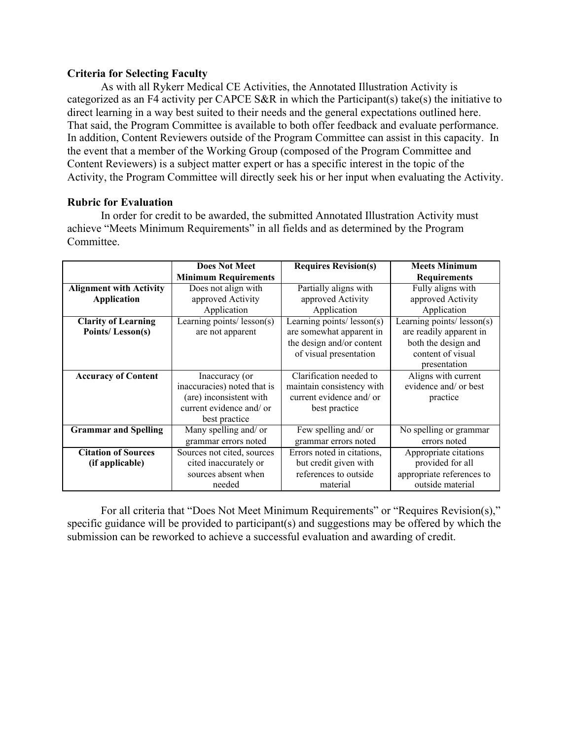### Criteria for Selecting Faculty

As with all Rykerr Medical CE Activities, the Annotated Illustration Activity is categorized as an F4 activity per CAPCE S&R in which the Participant(s) take(s) the initiative to direct learning in a way best suited to their needs and the general expectations outlined here. That said, the Program Committee is available to both offer feedback and evaluate performance. In addition, Content Reviewers outside of the Program Committee can assist in this capacity. In the event that a member of the Working Group (composed of the Program Committee and Content Reviewers) is a subject matter expert or has a specific interest in the topic of the Activity, the Program Committee will directly seek his or her input when evaluating the Activity.

### Rubric for Evaluation

In order for credit to be awarded, the submitted Annotated Illustration Activity must achieve "Meets Minimum Requirements" in all fields and as determined by the Program Committee.

| | **Does Not Meet Minimum Requirements** | **Requires Revision(s)** | **Meets Minimum Requirements** |
|---|---|---|---|
| **Alignment with Activity Application** | Does not align with approved Activity Application | Partially aligns with approved Activity Application | Fully aligns with approved Activity Application |
| **Clarity of Learning Points/ Lesson(s)** | Learning points/ lesson(s) are not apparent | Learning points/ lesson(s) are somewhat apparent in the design and/or content of visual presentation | Learning points/ lesson(s) are readily apparent in both the design and content of visual presentation |
| **Accuracy of Content** | Inaccuracy (or inaccuracies) noted that is (are) inconsistent with current evidence and/ or best practice | Clarification needed to maintain consistency with current evidence and/ or best practice | Aligns with current evidence and/ or best practice |
| **Grammar and Spelling** | Many spelling and/ or grammar errors noted | Few spelling and/ or grammar errors noted | No spelling or grammar errors noted |
| **Citation of Sources (if applicable)** | Sources not cited, sources cited inaccurately or sources absent when needed | Errors noted in citations, but credit given with references to outside material | Appropriate citations provided for all appropriate references to outside material |

For all criteria that "Does Not Meet Minimum Requirements" or "Requires Revision(s)," specific guidance will be provided to participant(s) and suggestions may be offered by which the submission can be reworked to achieve a successful evaluation and awarding of credit.